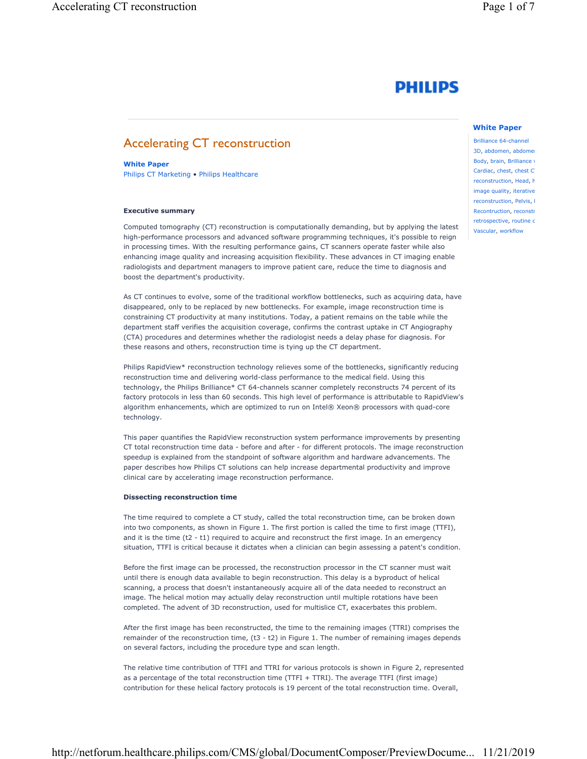PHILIPS

# Accelerating CT reconstruction

**White Paper**
Philips CT Marketing • Philips Healthcare

**White Paper**

Brilliance 64-channel, 3D, abdomen, abdome, Body, brain, Brilliance, Cardiac, chest, chest C, reconstruction, Head, h, image quality, iterative reconstruction, Pelvis, Recontruction, reconstr, retrospective, routine c, Vascular, workflow

### Executive summary

Computed tomography (CT) reconstruction is computationally demanding, but by applying the latest high-performance processors and advanced software programming techniques, it's possible to reign in processing times. With the resulting performance gains, CT scanners operate faster while also enhancing image quality and increasing acquisition flexibility. These advances in CT imaging enable radiologists and department managers to improve patient care, reduce the time to diagnosis and boost the department's productivity.

As CT continues to evolve, some of the traditional workflow bottlenecks, such as acquiring data, have disappeared, only to be replaced by new bottlenecks. For example, image reconstruction time is constraining CT productivity at many institutions. Today, a patient remains on the table while the department staff verifies the acquisition coverage, confirms the contrast uptake in CT Angiography (CTA) procedures and determines whether the radiologist needs a delay phase for diagnosis. For these reasons and others, reconstruction time is tying up the CT department.

Philips RapidView* reconstruction technology relieves some of the bottlenecks, significantly reducing reconstruction time and delivering world-class performance to the medical field. Using this technology, the Philips Brilliance* CT 64-channels scanner completely reconstructs 74 percent of its factory protocols in less than 60 seconds. This high level of performance is attributable to RapidView's algorithm enhancements, which are optimized to run on Intel® Xeon® processors with quad-core technology.

This paper quantifies the RapidView reconstruction system performance improvements by presenting CT total reconstruction time data - before and after - for different protocols. The image reconstruction speedup is explained from the standpoint of software algorithm and hardware advancements. The paper describes how Philips CT solutions can help increase departmental productivity and improve clinical care by accelerating image reconstruction performance.

### Dissecting reconstruction time

The time required to complete a CT study, called the total reconstruction time, can be broken down into two components, as shown in Figure 1. The first portion is called the time to first image (TTFI), and it is the time (t2 - t1) required to acquire and reconstruct the first image. In an emergency situation, TTFI is critical because it dictates when a clinician can begin assessing a patent's condition.

Before the first image can be processed, the reconstruction processor in the CT scanner must wait until there is enough data available to begin reconstruction. This delay is a byproduct of helical scanning, a process that doesn't instantaneously acquire all of the data needed to reconstruct an image. The helical motion may actually delay reconstruction until multiple rotations have been completed. The advent of 3D reconstruction, used for multislice CT, exacerbates this problem.

After the first image has been reconstructed, the time to the remaining images (TTRI) comprises the remainder of the reconstruction time, (t3 - t2) in Figure 1. The number of remaining images depends on several factors, including the procedure type and scan length.

The relative time contribution of TTFI and TTRI for various protocols is shown in Figure 2, represented as a percentage of the total reconstruction time (TTFI + TTRI). The average TTFI (first image) contribution for these helical factory protocols is 19 percent of the total reconstruction time. Overall,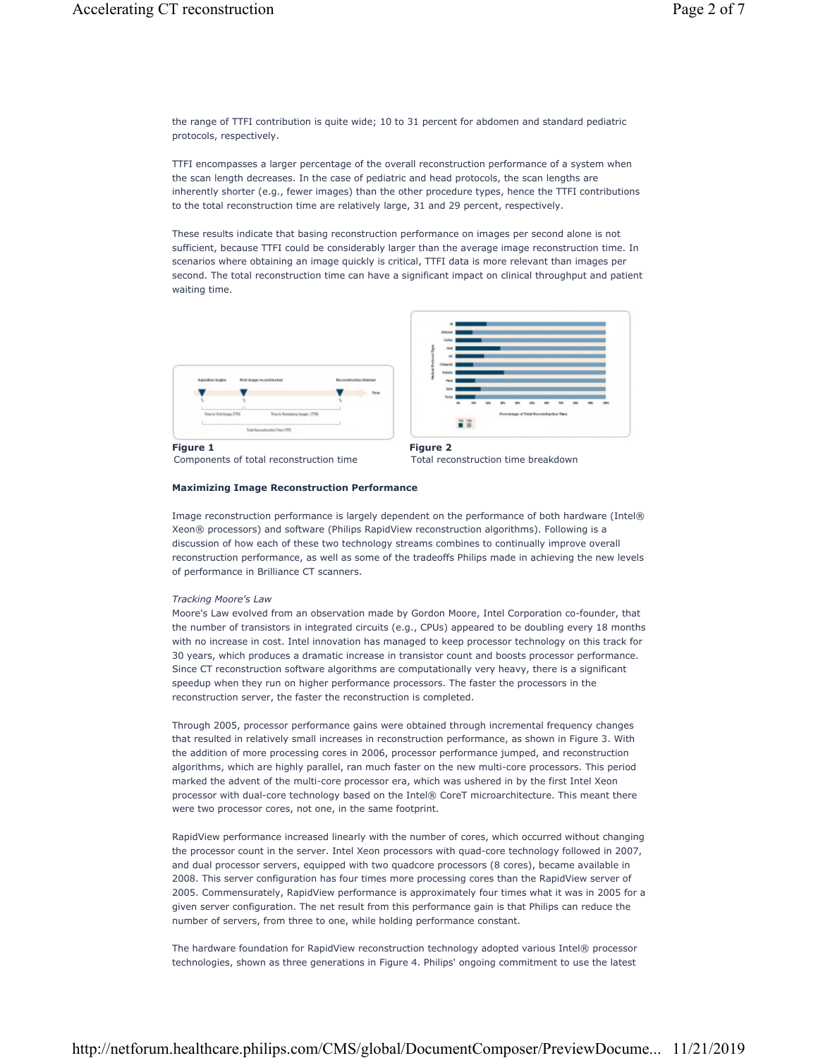the range of TTFI contribution is quite wide; 10 to 31 percent for abdomen and standard pediatric protocols, respectively.

TTFI encompasses a larger percentage of the overall reconstruction performance of a system when the scan length decreases. In the case of pediatric and head protocols, the scan lengths are inherently shorter (e.g., fewer images) than the other procedure types, hence the TTFI contributions to the total reconstruction time are relatively large, 31 and 29 percent, respectively.

These results indicate that basing reconstruction performance on images per second alone is not sufficient, because TTFI could be considerably larger than the average image reconstruction time. In scenarios where obtaining an image quickly is critical, TTFI data is more relevant than images per second. The total reconstruction time can have a significant impact on clinical throughput and patient waiting time.

Acquisition begins
First image reconstructed
Reconstruction finished
Time
Time to First Image (TTFI)
Time to Remaining Images (TTRI)
Total Reconstruction Time (TRT)

**Figure 1**
Components of total reconstruction time

Medical Protocol Type
All
Abdomen
Cardiac
Head
IAC
Orthopedic
Pediatric
Renal
Spine
Thorax
0% 10% 20% 30% 40% 50% 60% 70% 80% 90% 100%
Percentage of Total Reconstruction Time
TTFI TTRI

**Figure 2**
Total reconstruction time breakdown

**Maximizing Image Reconstruction Performance**

Image reconstruction performance is largely dependent on the performance of both hardware (Intel® Xeon® processors) and software (Philips RapidView reconstruction algorithms). Following is a discussion of how each of these two technology streams combines to continually improve overall reconstruction performance, as well as some of the tradeoffs Philips made in achieving the new levels of performance in Brilliance CT scanners.

*Tracking Moore's Law*

Moore's Law evolved from an observation made by Gordon Moore, Intel Corporation co-founder, that the number of transistors in integrated circuits (e.g., CPUs) appeared to be doubling every 18 months with no increase in cost. Intel innovation has managed to keep processor technology on this track for 30 years, which produces a dramatic increase in transistor count and boosts processor performance. Since CT reconstruction software algorithms are computationally very heavy, there is a significant speedup when they run on higher performance processors. The faster the processors in the reconstruction server, the faster the reconstruction is completed.

Through 2005, processor performance gains were obtained through incremental frequency changes that resulted in relatively small increases in reconstruction performance, as shown in Figure 3. With the addition of more processing cores in 2006, processor performance jumped, and reconstruction algorithms, which are highly parallel, ran much faster on the new multi-core processors. This period marked the advent of the multi-core processor era, which was ushered in by the first Intel Xeon processor with dual-core technology based on the Intel® CoreT microarchitecture. This meant there were two processor cores, not one, in the same footprint.

RapidView performance increased linearly with the number of cores, which occurred without changing the processor count in the server. Intel Xeon processors with quad-core technology followed in 2007, and dual processor servers, equipped with two quadcore processors (8 cores), became available in 2008. This server configuration has four times more processing cores than the RapidView server of 2005. Commensurately, RapidView performance is approximately four times what it was in 2005 for a given server configuration. The net result from this performance gain is that Philips can reduce the number of servers, from three to one, while holding performance constant.

The hardware foundation for RapidView reconstruction technology adopted various Intel® processor technologies, shown as three generations in Figure 4. Philips' ongoing commitment to use the latest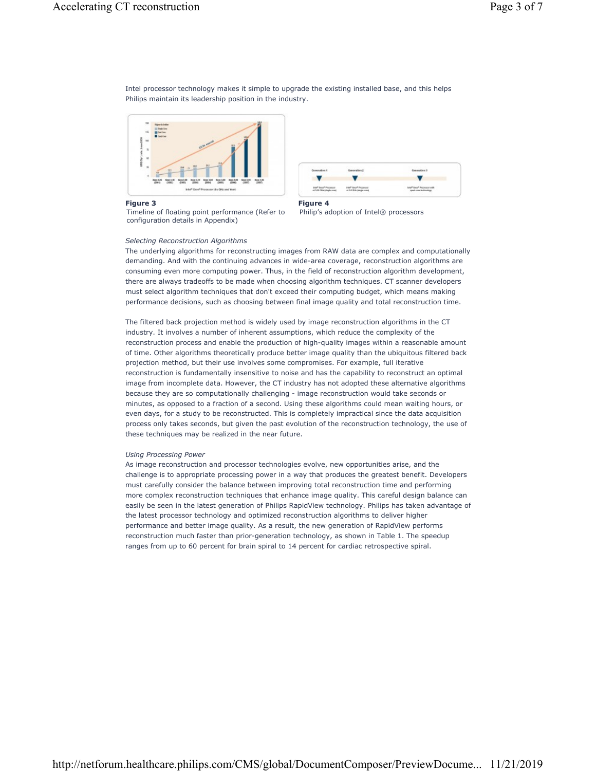Intel processor technology makes it simple to upgrade the existing installed base, and this helps Philips maintain its leadership position in the industry.

**Figure 3**
Timeline of floating point performance (Refer to configuration details in Appendix)

**Figure 4**
Philip's adoption of Intel® processors

*Selecting Reconstruction Algorithms*

The underlying algorithms for reconstructing images from RAW data are complex and computationally demanding. And with the continuing advances in wide-area coverage, reconstruction algorithms are consuming even more computing power. Thus, in the field of reconstruction algorithm development, there are always tradeoffs to be made when choosing algorithm techniques. CT scanner developers must select algorithm techniques that don't exceed their computing budget, which means making performance decisions, such as choosing between final image quality and total reconstruction time.

The filtered back projection method is widely used by image reconstruction algorithms in the CT industry. It involves a number of inherent assumptions, which reduce the complexity of the reconstruction process and enable the production of high-quality images within a reasonable amount of time. Other algorithms theoretically produce better image quality than the ubiquitous filtered back projection method, but their use involves some compromises. For example, full iterative reconstruction is fundamentally insensitive to noise and has the capability to reconstruct an optimal image from incomplete data. However, the CT industry has not adopted these alternative algorithms because they are so computationally challenging - image reconstruction would take seconds or minutes, as opposed to a fraction of a second. Using these algorithms could mean waiting hours, or even days, for a study to be reconstructed. This is completely impractical since the data acquisition process only takes seconds, but given the past evolution of the reconstruction technology, the use of these techniques may be realized in the near future.

*Using Processing Power*

As image reconstruction and processor technologies evolve, new opportunities arise, and the challenge is to appropriate processing power in a way that produces the greatest benefit. Developers must carefully consider the balance between improving total reconstruction time and performing more complex reconstruction techniques that enhance image quality. This careful design balance can easily be seen in the latest generation of Philips RapidView technology. Philips has taken advantage of the latest processor technology and optimized reconstruction algorithms to deliver higher performance and better image quality. As a result, the new generation of RapidView performs reconstruction much faster than prior-generation technology, as shown in Table 1. The speedup ranges from up to 60 percent for brain spiral to 14 percent for cardiac retrospective spiral.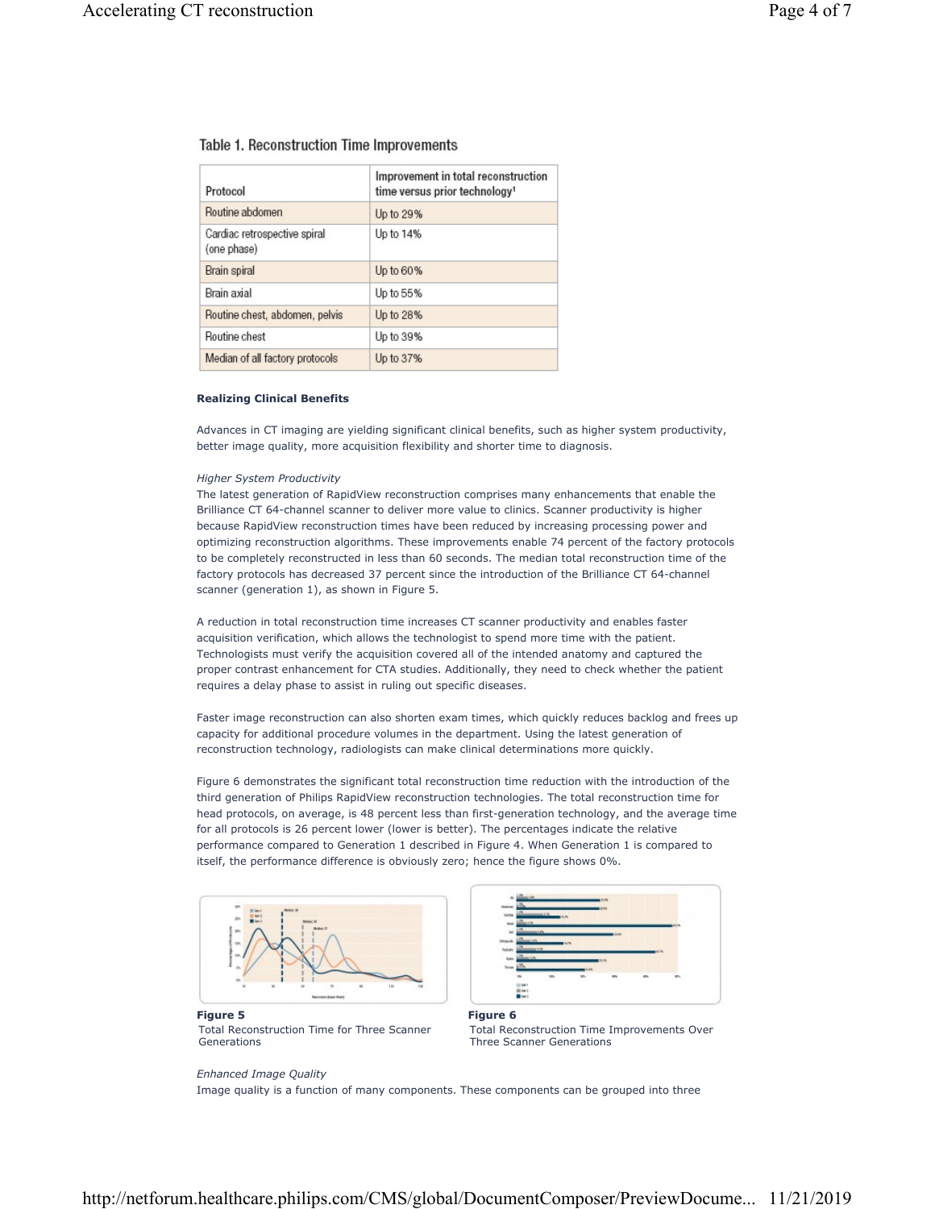Table 1. Reconstruction Time Improvements

| Protocol | Improvement in total reconstruction time versus prior technology[1] |
|---|---|
| Routine abdomen | Up to 29% |
| Cardiac retrospective spiral (one phase) | Up to 14% |
| Brain spiral | Up to 60% |
| Brain axial | Up to 55% |
| Routine chest, abdomen, pelvis | Up to 28% |
| Routine chest | Up to 39% |
| Median of all factory protocols | Up to 37% |

**Realizing Clinical Benefits**

Advances in CT imaging are yielding significant clinical benefits, such as higher system productivity, better image quality, more acquisition flexibility and shorter time to diagnosis.

*Higher System Productivity*

The latest generation of RapidView reconstruction comprises many enhancements that enable the Brilliance CT 64-channel scanner to deliver more value to clinics. Scanner productivity is higher because RapidView reconstruction times have been reduced by increasing processing power and optimizing reconstruction algorithms. These improvements enable 74 percent of the factory protocols to be completely reconstructed in less than 60 seconds. The median total reconstruction time of the factory protocols has decreased 37 percent since the introduction of the Brilliance CT 64-channel scanner (generation 1), as shown in Figure 5.

A reduction in total reconstruction time increases CT scanner productivity and enables faster acquisition verification, which allows the technologist to spend more time with the patient. Technologists must verify the acquisition covered all of the intended anatomy and captured the proper contrast enhancement for CTA studies. Additionally, they need to check whether the patient requires a delay phase to assist in ruling out specific diseases.

Faster image reconstruction can also shorten exam times, which quickly reduces backlog and frees up capacity for additional procedure volumes in the department. Using the latest generation of reconstruction technology, radiologists can make clinical determinations more quickly.

Figure 6 demonstrates the significant total reconstruction time reduction with the introduction of the third generation of Philips RapidView reconstruction technologies. The total reconstruction time for head protocols, on average, is 48 percent less than first-generation technology, and the average time for all protocols is 26 percent lower (lower is better). The percentages indicate the relative performance compared to Generation 1 described in Figure 4. When Generation 1 is compared to itself, the performance difference is obviously zero; hence the figure shows 0%.

**Figure 5**
Total Reconstruction Time for Three Scanner Generations

**Figure 6**
Total Reconstruction Time Improvements Over Three Scanner Generations

*Enhanced Image Quality*

Image quality is a function of many components. These components can be grouped into three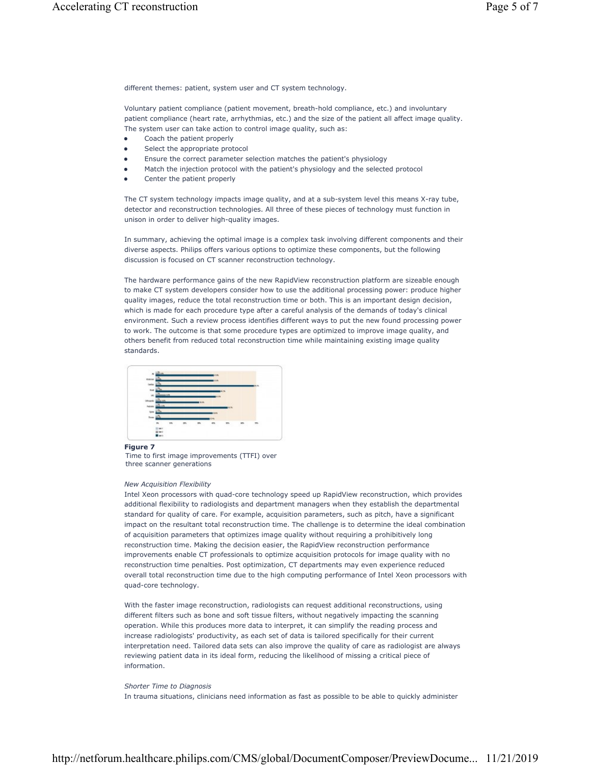different themes: patient, system user and CT system technology.

Voluntary patient compliance (patient movement, breath-hold compliance, etc.) and involuntary patient compliance (heart rate, arrhythmias, etc.) and the size of the patient all affect image quality. The system user can take action to control image quality, such as:

- Coach the patient properly
- Select the appropriate protocol
- Ensure the correct parameter selection matches the patient's physiology
- Match the injection protocol with the patient's physiology and the selected protocol
- Center the patient properly

The CT system technology impacts image quality, and at a sub-system level this means X-ray tube, detector and reconstruction technologies. All three of these pieces of technology must function in unison in order to deliver high-quality images.

In summary, achieving the optimal image is a complex task involving different components and their diverse aspects. Philips offers various options to optimize these components, but the following discussion is focused on CT scanner reconstruction technology.

The hardware performance gains of the new RapidView reconstruction platform are sizeable enough to make CT system developers consider how to use the additional processing power: produce higher quality images, reduce the total reconstruction time or both. This is an important design decision, which is made for each procedure type after a careful analysis of the demands of today's clinical environment. Such a review process identifies different ways to put the new found processing power to work. The outcome is that some procedure types are optimized to improve image quality, and others benefit from reduced total reconstruction time while maintaining existing image quality standards.

**Figure 7**
Time to first image improvements (TTFI) over three scanner generations

*New Acquisition Flexibility*

Intel Xeon processors with quad-core technology speed up RapidView reconstruction, which provides additional flexibility to radiologists and department managers when they establish the departmental standard for quality of care. For example, acquisition parameters, such as pitch, have a significant impact on the resultant total reconstruction time. The challenge is to determine the ideal combination of acquisition parameters that optimizes image quality without requiring a prohibitively long reconstruction time. Making the decision easier, the RapidView reconstruction performance improvements enable CT professionals to optimize acquisition protocols for image quality with no reconstruction time penalties. Post optimization, CT departments may even experience reduced overall total reconstruction time due to the high computing performance of Intel Xeon processors with quad-core technology.

With the faster image reconstruction, radiologists can request additional reconstructions, using different filters such as bone and soft tissue filters, without negatively impacting the scanning operation. While this produces more data to interpret, it can simplify the reading process and increase radiologists' productivity, as each set of data is tailored specifically for their current interpretation need. Tailored data sets can also improve the quality of care as radiologist are always reviewing patient data in its ideal form, reducing the likelihood of missing a critical piece of information.

*Shorter Time to Diagnosis*

In trauma situations, clinicians need information as fast as possible to be able to quickly administer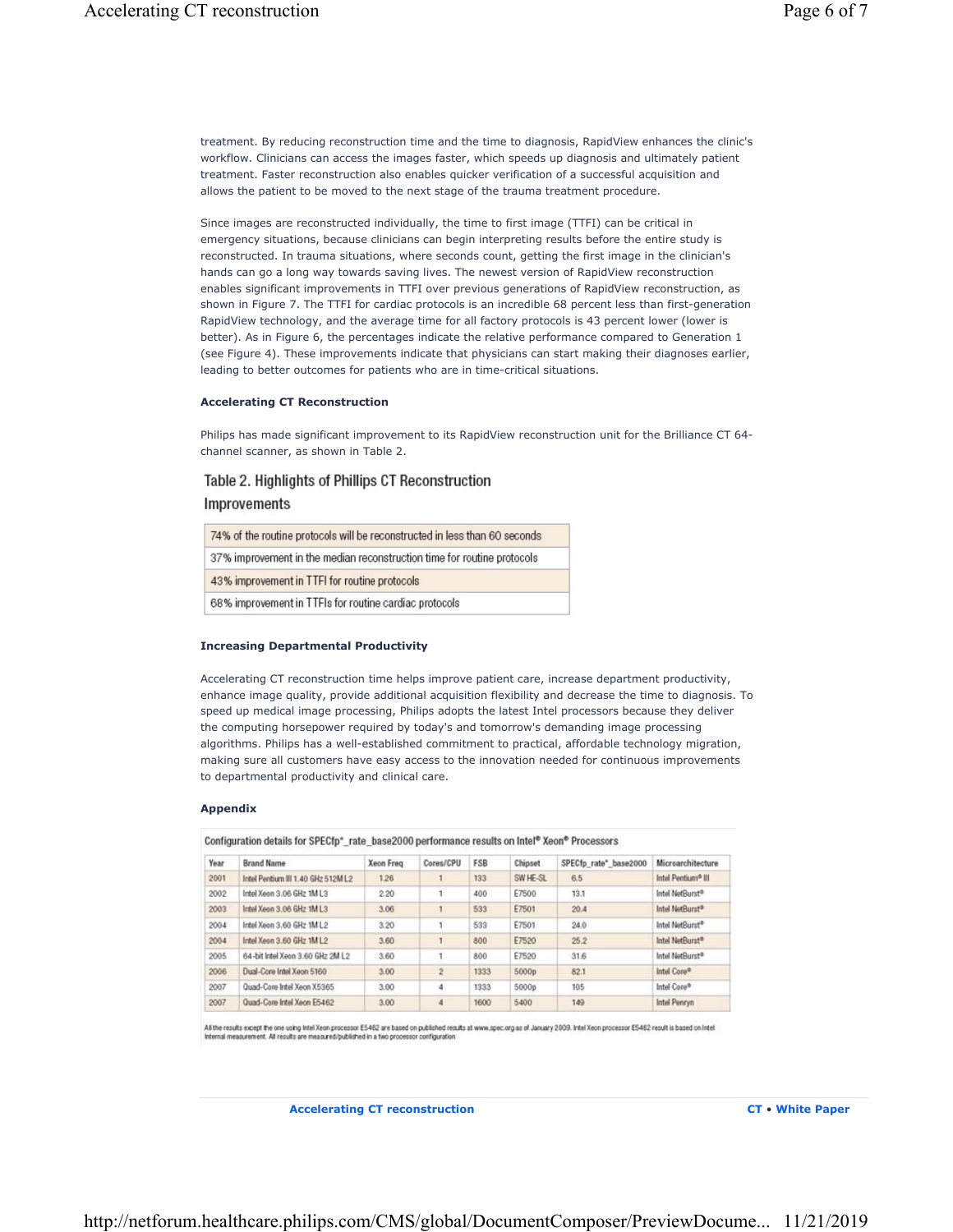treatment. By reducing reconstruction time and the time to diagnosis, RapidView enhances the clinic's workflow. Clinicians can access the images faster, which speeds up diagnosis and ultimately patient treatment. Faster reconstruction also enables quicker verification of a successful acquisition and allows the patient to be moved to the next stage of the trauma treatment procedure.

Since images are reconstructed individually, the time to first image (TTFI) can be critical in emergency situations, because clinicians can begin interpreting results before the entire study is reconstructed. In trauma situations, where seconds count, getting the first image in the clinician's hands can go a long way towards saving lives. The newest version of RapidView reconstruction enables significant improvements in TTFI over previous generations of RapidView reconstruction, as shown in Figure 7. The TTFI for cardiac protocols is an incredible 68 percent less than first-generation RapidView technology, and the average time for all factory protocols is 43 percent lower (lower is better). As in Figure 6, the percentages indicate the relative performance compared to Generation 1 (see Figure 4). These improvements indicate that physicians can start making their diagnoses earlier, leading to better outcomes for patients who are in time-critical situations.

**Accelerating CT Reconstruction**

Philips has made significant improvement to its RapidView reconstruction unit for the Brilliance CT 64-channel scanner, as shown in Table 2.

Table 2. Highlights of Phillips CT Reconstruction Improvements

| |
|---|
| 74% of the routine protocols will be reconstructed in less than 60 seconds |
| 37% improvement in the median reconstruction time for routine protocols |
| 43% improvement in TTFI for routine protocols |
| 68% improvement in TTFIs for routine cardiac protocols |

**Increasing Departmental Productivity**

Accelerating CT reconstruction time helps improve patient care, increase department productivity, enhance image quality, provide additional acquisition flexibility and decrease the time to diagnosis. To speed up medical image processing, Philips adopts the latest Intel processors because they deliver the computing horsepower required by today's and tomorrow's demanding image processing algorithms. Philips has a well-established commitment to practical, affordable technology migration, making sure all customers have easy access to the innovation needed for continuous improvements to departmental productivity and clinical care.

**Appendix**

Configuration details for SPECfp*_rate_base2000 performance results on Intel® Xeon® Processors

| Year | Brand Name | Xeon Freq | Cores/CPU | FSB | Chipset | SPECfp_rate*_base2000 | Microarchitecture |
|---|---|---|---|---|---|---|---|
| 2001 | Intel Pentium III 1.40 GHz 512M L2 | 1.26 | 1 | 133 | SW HE-SL | 6.5 | Intel Pentium® III |
| 2002 | Intel Xeon 3.06 GHz 1M L3 | 2.20 | 1 | 400 | E7500 | 13.1 | Intel NetBurst® |
| 2003 | Intel Xeon 3.06 GHz 1M L3 | 3.06 | 1 | 533 | E7501 | 20.4 | Intel NetBurst® |
| 2004 | Intel Xeon 3.60 GHz 1M L2 | 3.20 | 1 | 533 | E7501 | 24.0 | Intel NetBurst® |
| 2004 | Intel Xeon 3.60 GHz 1M L2 | 3.60 | 1 | 800 | E7520 | 25.2 | Intel NetBurst® |
| 2005 | 64-bit Intel Xeon 3.60 GHz 2M L2 | 3.60 | 1 | 800 | E7520 | 31.6 | Intel NetBurst® |
| 2006 | Dual-Core Intel Xeon 5160 | 3.00 | 2 | 1333 | 5000p | 82.1 | Intel Core® |
| 2007 | Quad-Core Intel Xeon X5365 | 3.00 | 4 | 1333 | 5000p | 105 | Intel Core® |
| 2007 | Quad-Core Intel Xeon E5462 | 3.00 | 4 | 1600 | 5400 | 149 | Intel Penryn |

All the results except the one using Intel Xeon processor E5462 are based on published results at www.spec.org as of January 2009. Intel Xeon processor E5462 result is based on Intel internal measurement. All results are measured/published in a two processor configuration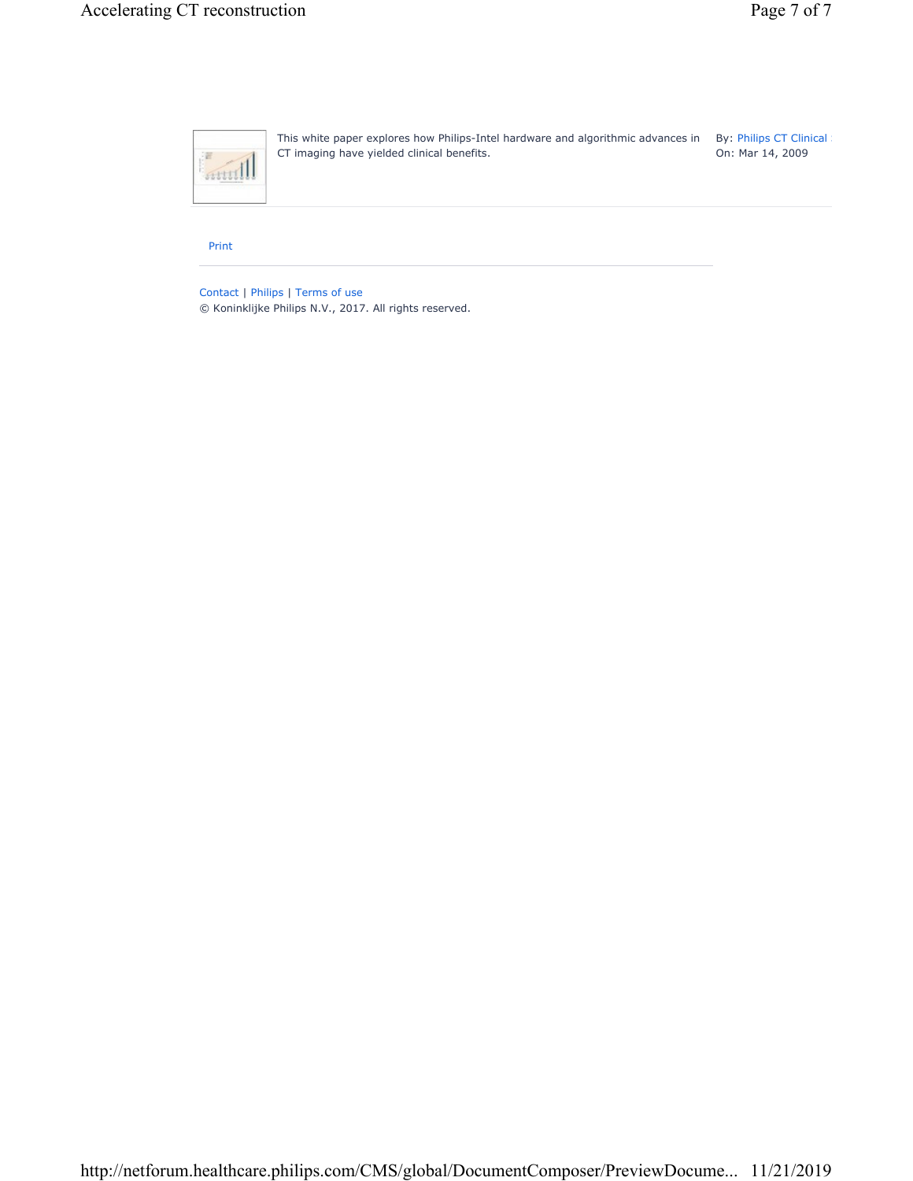This white paper explores how Philips-Intel hardware and algorithmic advances in CT imaging have yielded clinical benefits.

By: Philips CT Clinical

On: Mar 14, 2009

Print

Contact | Philips | Terms of use

© Koninklijke Philips N.V., 2017. All rights reserved.